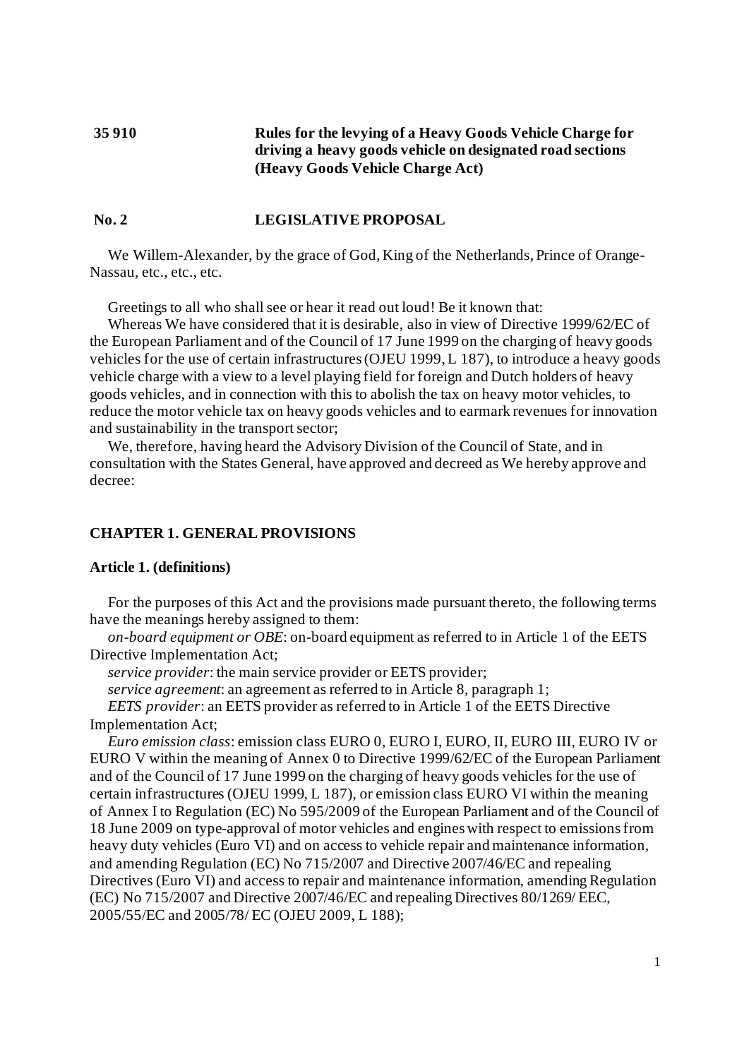**35 910** **Rules for the levying of a Heavy Goods Vehicle Charge for driving a heavy goods vehicle on designated road sections (Heavy Goods Vehicle Charge Act)**

**No. 2** **LEGISLATIVE PROPOSAL**

We Willem-Alexander, by the grace of God, King of the Netherlands, Prince of Orange-Nassau, etc., etc., etc.

Greetings to all who shall see or hear it read out loud! Be it known that:

Whereas We have considered that it is desirable, also in view of Directive 1999/62/EC of the European Parliament and of the Council of 17 June 1999 on the charging of heavy goods vehicles for the use of certain infrastructures (OJEU 1999, L 187), to introduce a heavy goods vehicle charge with a view to a level playing field for foreign and Dutch holders of heavy goods vehicles, and in connection with this to abolish the tax on heavy motor vehicles, to reduce the motor vehicle tax on heavy goods vehicles and to earmark revenues for innovation and sustainability in the transport sector;

We, therefore, having heard the Advisory Division of the Council of State, and in consultation with the States General, have approved and decreed as We hereby approve and decree:

## CHAPTER 1. GENERAL PROVISIONS

### Article 1. (definitions)

For the purposes of this Act and the provisions made pursuant thereto, the following terms have the meanings hereby assigned to them:

*on-board equipment or OBE*: on-board equipment as referred to in Article 1 of the EETS Directive Implementation Act;

*service provider*: the main service provider or EETS provider;

*service agreement*: an agreement as referred to in Article 8, paragraph 1;

*EETS provider*: an EETS provider as referred to in Article 1 of the EETS Directive Implementation Act;

*Euro emission class*: emission class EURO 0, EURO I, EURO, II, EURO III, EURO IV or EURO V within the meaning of Annex 0 to Directive 1999/62/EC of the European Parliament and of the Council of 17 June 1999 on the charging of heavy goods vehicles for the use of certain infrastructures (OJEU 1999, L 187), or emission class EURO VI within the meaning of Annex I to Regulation (EC) No 595/2009 of the European Parliament and of the Council of 18 June 2009 on type-approval of motor vehicles and engines with respect to emissions from heavy duty vehicles (Euro VI) and on access to vehicle repair and maintenance information, and amending Regulation (EC) No 715/2007 and Directive 2007/46/EC and repealing Directives (Euro VI) and access to repair and maintenance information, amending Regulation (EC) No 715/2007 and Directive 2007/46/EC and repealing Directives 80/1269/ EEC, 2005/55/EC and 2005/78/ EC (OJEU 2009, L 188);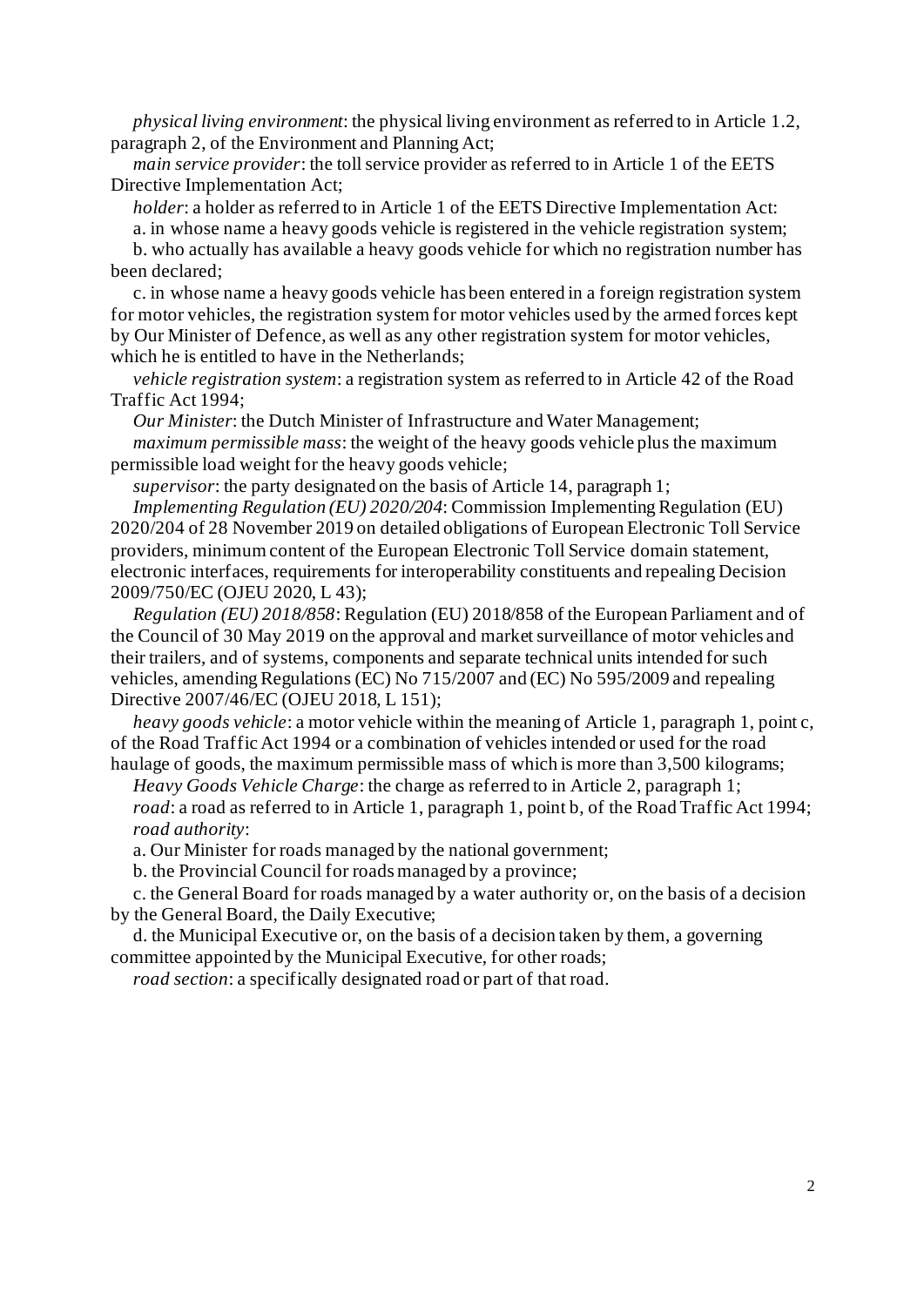*physical living environment*: the physical living environment as referred to in Article 1.2, paragraph 2, of the Environment and Planning Act;

*main service provider*: the toll service provider as referred to in Article 1 of the EETS Directive Implementation Act;

*holder*: a holder as referred to in Article 1 of the EETS Directive Implementation Act:

a. in whose name a heavy goods vehicle is registered in the vehicle registration system;

b. who actually has available a heavy goods vehicle for which no registration number has been declared;

c. in whose name a heavy goods vehicle has been entered in a foreign registration system for motor vehicles, the registration system for motor vehicles used by the armed forces kept by Our Minister of Defence, as well as any other registration system for motor vehicles, which he is entitled to have in the Netherlands;

*vehicle registration system*: a registration system as referred to in Article 42 of the Road Traffic Act 1994;

*Our Minister*: the Dutch Minister of Infrastructure and Water Management;

*maximum permissible mass*: the weight of the heavy goods vehicle plus the maximum permissible load weight for the heavy goods vehicle;

*supervisor*: the party designated on the basis of Article 14, paragraph 1;

*Implementing Regulation (EU) 2020/204*: Commission Implementing Regulation (EU) 2020/204 of 28 November 2019 on detailed obligations of European Electronic Toll Service providers, minimum content of the European Electronic Toll Service domain statement, electronic interfaces, requirements for interoperability constituents and repealing Decision 2009/750/EC (OJEU 2020, L 43);

*Regulation (EU) 2018/858*: Regulation (EU) 2018/858 of the European Parliament and of the Council of 30 May 2019 on the approval and market surveillance of motor vehicles and their trailers, and of systems, components and separate technical units intended for such vehicles, amending Regulations (EC) No 715/2007 and (EC) No 595/2009 and repealing Directive 2007/46/EC (OJEU 2018, L 151);

*heavy goods vehicle*: a motor vehicle within the meaning of Article 1, paragraph 1, point c, of the Road Traffic Act 1994 or a combination of vehicles intended or used for the road haulage of goods, the maximum permissible mass of which is more than 3,500 kilograms;

*Heavy Goods Vehicle Charge*: the charge as referred to in Article 2, paragraph 1;

*road*: a road as referred to in Article 1, paragraph 1, point b, of the Road Traffic Act 1994;

*road authority*:

a. Our Minister for roads managed by the national government;

b. the Provincial Council for roads managed by a province;

c. the General Board for roads managed by a water authority or, on the basis of a decision by the General Board, the Daily Executive;

d. the Municipal Executive or, on the basis of a decision taken by them, a governing committee appointed by the Municipal Executive, for other roads;

*road section*: a specifically designated road or part of that road.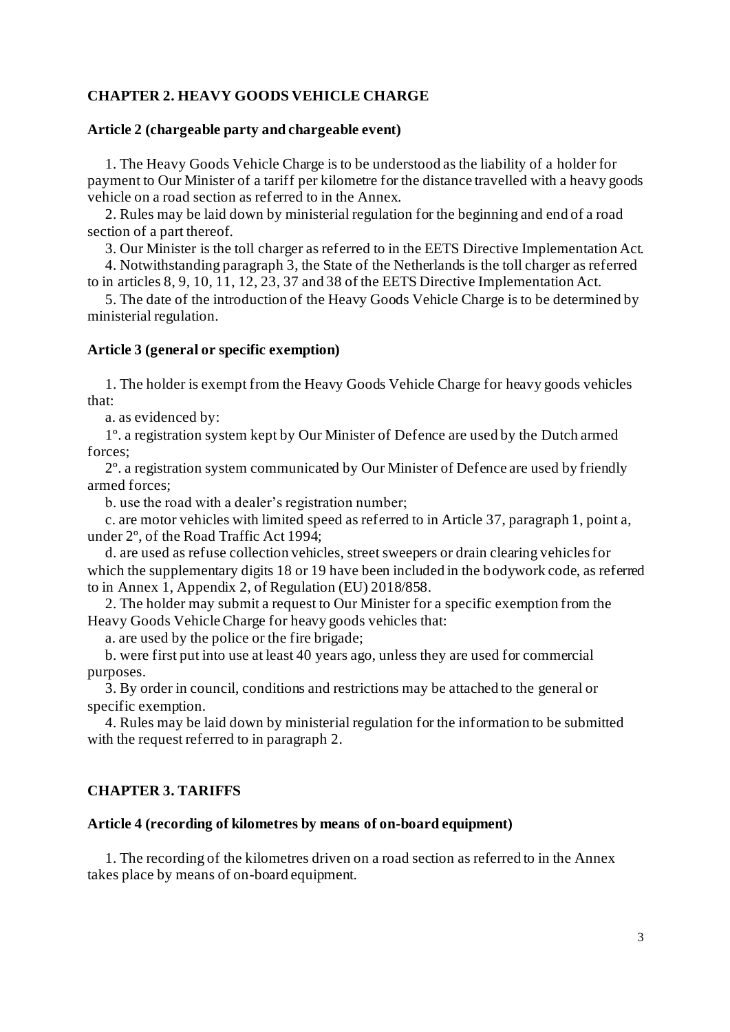## CHAPTER 2. HEAVY GOODS VEHICLE CHARGE

### Article 2 (chargeable party and chargeable event)

1. The Heavy Goods Vehicle Charge is to be understood as the liability of a holder for payment to Our Minister of a tariff per kilometre for the distance travelled with a heavy goods vehicle on a road section as referred to in the Annex.

2. Rules may be laid down by ministerial regulation for the beginning and end of a road section of a part thereof.

3. Our Minister is the toll charger as referred to in the EETS Directive Implementation Act.

4. Notwithstanding paragraph 3, the State of the Netherlands is the toll charger as referred to in articles 8, 9, 10, 11, 12, 23, 37 and 38 of the EETS Directive Implementation Act.

5. The date of the introduction of the Heavy Goods Vehicle Charge is to be determined by ministerial regulation.

### Article 3 (general or specific exemption)

1. The holder is exempt from the Heavy Goods Vehicle Charge for heavy goods vehicles that:

a. as evidenced by:

1º. a registration system kept by Our Minister of Defence are used by the Dutch armed forces;

2º. a registration system communicated by Our Minister of Defence are used by friendly armed forces;

b. use the road with a dealer's registration number;

c. are motor vehicles with limited speed as referred to in Article 37, paragraph 1, point a, under 2º, of the Road Traffic Act 1994;

d. are used as refuse collection vehicles, street sweepers or drain clearing vehicles for which the supplementary digits 18 or 19 have been included in the bodywork code, as referred to in Annex 1, Appendix 2, of Regulation (EU) 2018/858.

2. The holder may submit a request to Our Minister for a specific exemption from the Heavy Goods Vehicle Charge for heavy goods vehicles that:

a. are used by the police or the fire brigade;

b. were first put into use at least 40 years ago, unless they are used for commercial purposes.

3. By order in council, conditions and restrictions may be attached to the general or specific exemption.

4. Rules may be laid down by ministerial regulation for the information to be submitted with the request referred to in paragraph 2.

## CHAPTER 3. TARIFFS

### Article 4 (recording of kilometres by means of on-board equipment)

1. The recording of the kilometres driven on a road section as referred to in the Annex takes place by means of on-board equipment.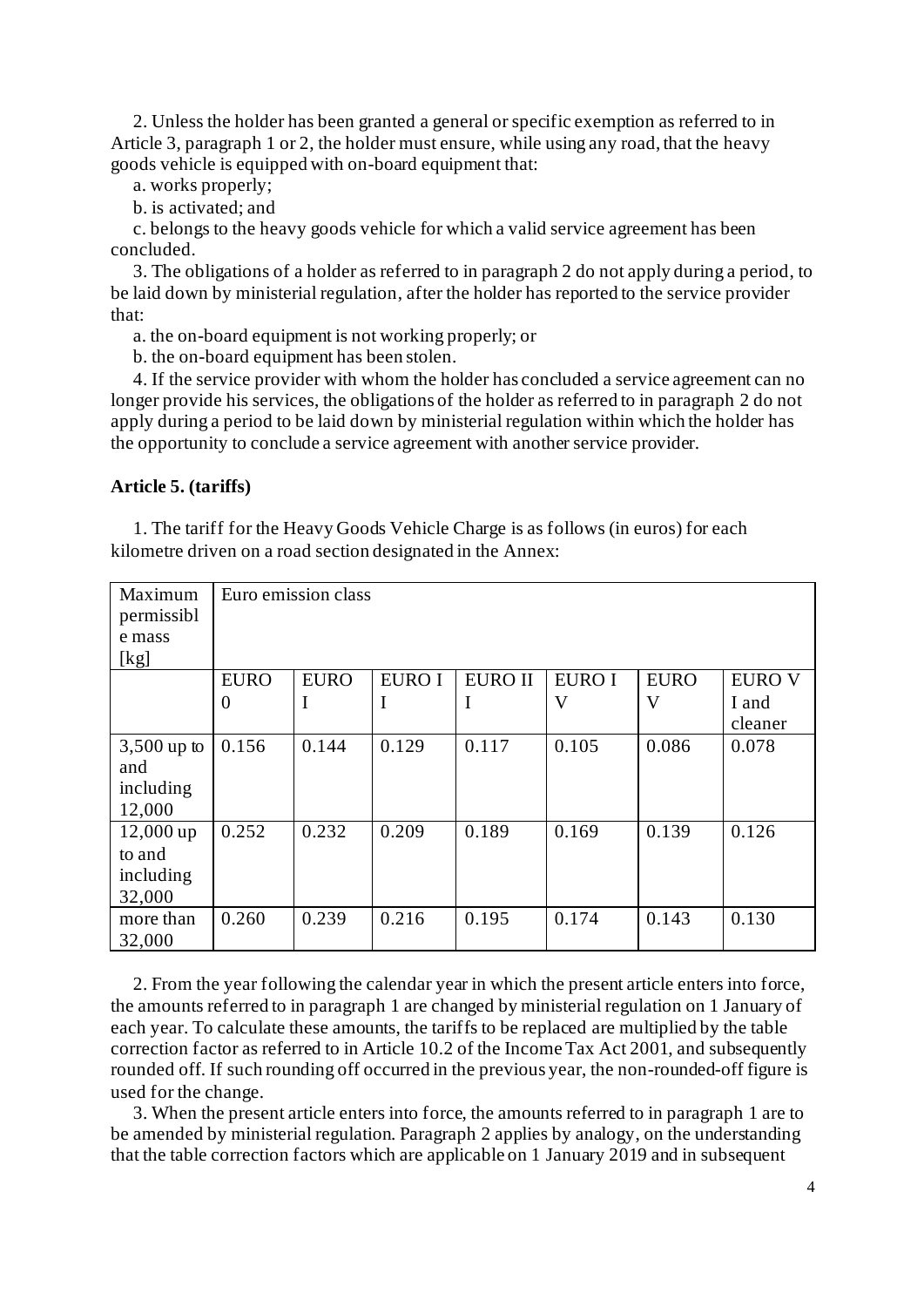2. Unless the holder has been granted a general or specific exemption as referred to in Article 3, paragraph 1 or 2, the holder must ensure, while using any road, that the heavy goods vehicle is equipped with on-board equipment that:

a. works properly;

b. is activated; and

c. belongs to the heavy goods vehicle for which a valid service agreement has been concluded.

3. The obligations of a holder as referred to in paragraph 2 do not apply during a period, to be laid down by ministerial regulation, after the holder has reported to the service provider that:

a. the on-board equipment is not working properly; or

b. the on-board equipment has been stolen.

4. If the service provider with whom the holder has concluded a service agreement can no longer provide his services, the obligations of the holder as referred to in paragraph 2 do not apply during a period to be laid down by ministerial regulation within which the holder has the opportunity to conclude a service agreement with another service provider.

**Article 5. (tariffs)**

1. The tariff for the Heavy Goods Vehicle Charge is as follows (in euros) for each kilometre driven on a road section designated in the Annex:

| Maximum permissible mass [kg] | Euro emission class | | | | | | |
|---|---|---|---|---|---|---|---|
| | EURO 0 | EURO I | EURO II | EURO III | EURO IV | EURO V | EURO VI and cleaner |
| 3,500 up to and including 12,000 | 0.156 | 0.144 | 0.129 | 0.117 | 0.105 | 0.086 | 0.078 |
| 12,000 up to and including 32,000 | 0.252 | 0.232 | 0.209 | 0.189 | 0.169 | 0.139 | 0.126 |
| more than 32,000 | 0.260 | 0.239 | 0.216 | 0.195 | 0.174 | 0.143 | 0.130 |

2. From the year following the calendar year in which the present article enters into force, the amounts referred to in paragraph 1 are changed by ministerial regulation on 1 January of each year. To calculate these amounts, the tariffs to be replaced are multiplied by the table correction factor as referred to in Article 10.2 of the Income Tax Act 2001, and subsequently rounded off. If such rounding off occurred in the previous year, the non-rounded-off figure is used for the change.

3. When the present article enters into force, the amounts referred to in paragraph 1 are to be amended by ministerial regulation. Paragraph 2 applies by analogy, on the understanding that the table correction factors which are applicable on 1 January 2019 and in subsequent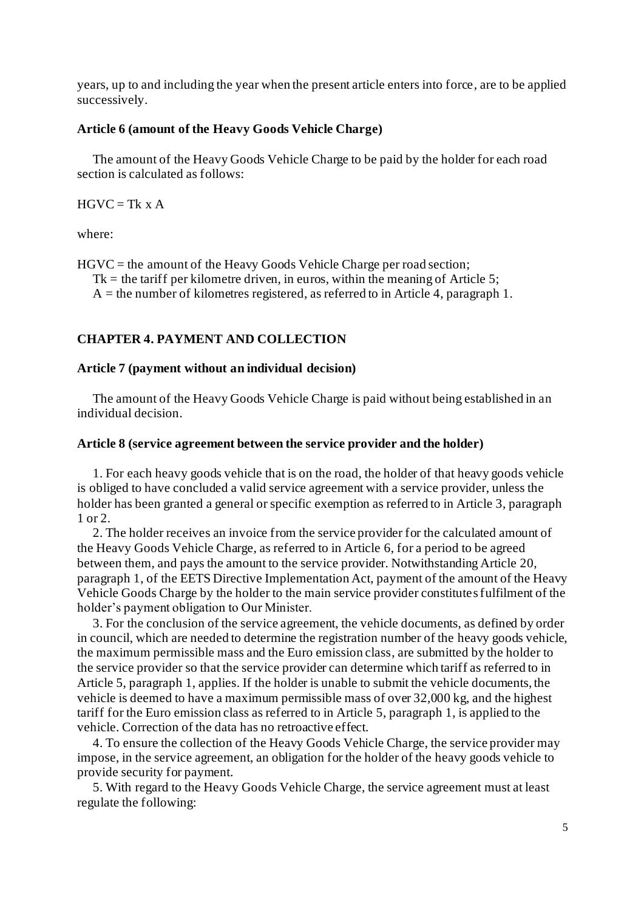years, up to and including the year when the present article enters into force, are to be applied successively.

**Article 6 (amount of the Heavy Goods Vehicle Charge)**

The amount of the Heavy Goods Vehicle Charge to be paid by the holder for each road section is calculated as follows:

HGVC = Tk x A

where:

HGVC = the amount of the Heavy Goods Vehicle Charge per road section;
Tk = the tariff per kilometre driven, in euros, within the meaning of Article 5;
A = the number of kilometres registered, as referred to in Article 4, paragraph 1.

## CHAPTER 4. PAYMENT AND COLLECTION

**Article 7 (payment without an individual decision)**

The amount of the Heavy Goods Vehicle Charge is paid without being established in an individual decision.

**Article 8 (service agreement between the service provider and the holder)**

1. For each heavy goods vehicle that is on the road, the holder of that heavy goods vehicle is obliged to have concluded a valid service agreement with a service provider, unless the holder has been granted a general or specific exemption as referred to in Article 3, paragraph 1 or 2.
2. The holder receives an invoice from the service provider for the calculated amount of the Heavy Goods Vehicle Charge, as referred to in Article 6, for a period to be agreed between them, and pays the amount to the service provider. Notwithstanding Article 20, paragraph 1, of the EETS Directive Implementation Act, payment of the amount of the Heavy Vehicle Goods Charge by the holder to the main service provider constitutes fulfilment of the holder's payment obligation to Our Minister.
3. For the conclusion of the service agreement, the vehicle documents, as defined by order in council, which are needed to determine the registration number of the heavy goods vehicle, the maximum permissible mass and the Euro emission class, are submitted by the holder to the service provider so that the service provider can determine which tariff as referred to in Article 5, paragraph 1, applies. If the holder is unable to submit the vehicle documents, the vehicle is deemed to have a maximum permissible mass of over 32,000 kg, and the highest tariff for the Euro emission class as referred to in Article 5, paragraph 1, is applied to the vehicle. Correction of the data has no retroactive effect.
4. To ensure the collection of the Heavy Goods Vehicle Charge, the service provider may impose, in the service agreement, an obligation for the holder of the heavy goods vehicle to provide security for payment.
5. With regard to the Heavy Goods Vehicle Charge, the service agreement must at least regulate the following: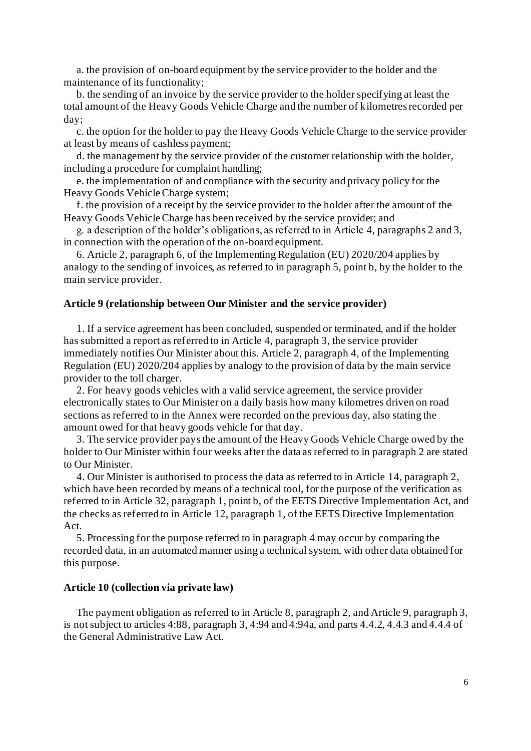a. the provision of on-board equipment by the service provider to the holder and the maintenance of its functionality;

b. the sending of an invoice by the service provider to the holder specifying at least the total amount of the Heavy Goods Vehicle Charge and the number of kilometres recorded per day;

c. the option for the holder to pay the Heavy Goods Vehicle Charge to the service provider at least by means of cashless payment;

d. the management by the service provider of the customer relationship with the holder, including a procedure for complaint handling;

e. the implementation of and compliance with the security and privacy policy for the Heavy Goods Vehicle Charge system;

f. the provision of a receipt by the service provider to the holder after the amount of the Heavy Goods Vehicle Charge has been received by the service provider; and

g. a description of the holder's obligations, as referred to in Article 4, paragraphs 2 and 3, in connection with the operation of the on-board equipment.

6. Article 2, paragraph 6, of the Implementing Regulation (EU) 2020/204 applies by analogy to the sending of invoices, as referred to in paragraph 5, point b, by the holder to the main service provider.

**Article 9 (relationship between Our Minister and the service provider)**

1. If a service agreement has been concluded, suspended or terminated, and if the holder has submitted a report as referred to in Article 4, paragraph 3, the service provider immediately notifies Our Minister about this. Article 2, paragraph 4, of the Implementing Regulation (EU) 2020/204 applies by analogy to the provision of data by the main service provider to the toll charger.

2. For heavy goods vehicles with a valid service agreement, the service provider electronically states to Our Minister on a daily basis how many kilometres driven on road sections as referred to in the Annex were recorded on the previous day, also stating the amount owed for that heavy goods vehicle for that day.

3. The service provider pays the amount of the Heavy Goods Vehicle Charge owed by the holder to Our Minister within four weeks after the data as referred to in paragraph 2 are stated to Our Minister.

4. Our Minister is authorised to process the data as referred to in Article 14, paragraph 2, which have been recorded by means of a technical tool, for the purpose of the verification as referred to in Article 32, paragraph 1, point b, of the EETS Directive Implementation Act, and the checks as referred to in Article 12, paragraph 1, of the EETS Directive Implementation Act.

5. Processing for the purpose referred to in paragraph 4 may occur by comparing the recorded data, in an automated manner using a technical system, with other data obtained for this purpose.

**Article 10 (collection via private law)**

The payment obligation as referred to in Article 8, paragraph 2, and Article 9, paragraph 3, is not subject to articles 4:88, paragraph 3, 4:94 and 4:94a, and parts 4.4.2, 4.4.3 and 4.4.4 of the General Administrative Law Act.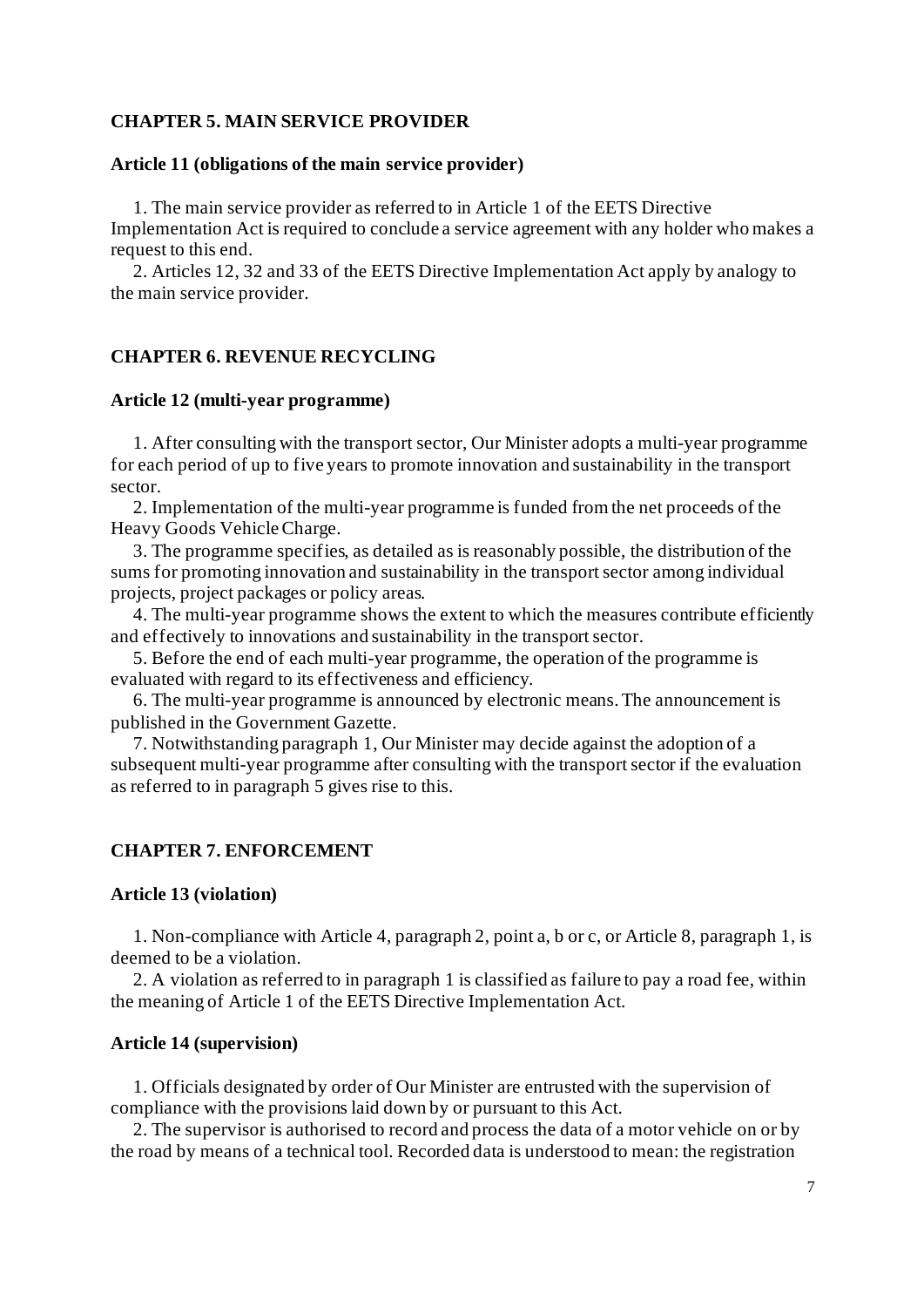## CHAPTER 5. MAIN SERVICE PROVIDER

### Article 11 (obligations of the main service provider)

1. The main service provider as referred to in Article 1 of the EETS Directive Implementation Act is required to conclude a service agreement with any holder who makes a request to this end.
2. Articles 12, 32 and 33 of the EETS Directive Implementation Act apply by analogy to the main service provider.

## CHAPTER 6. REVENUE RECYCLING

### Article 12 (multi-year programme)

1. After consulting with the transport sector, Our Minister adopts a multi-year programme for each period of up to five years to promote innovation and sustainability in the transport sector.
2. Implementation of the multi-year programme is funded from the net proceeds of the Heavy Goods Vehicle Charge.
3. The programme specifies, as detailed as is reasonably possible, the distribution of the sums for promoting innovation and sustainability in the transport sector among individual projects, project packages or policy areas.
4. The multi-year programme shows the extent to which the measures contribute efficiently and effectively to innovations and sustainability in the transport sector.
5. Before the end of each multi-year programme, the operation of the programme is evaluated with regard to its effectiveness and efficiency.
6. The multi-year programme is announced by electronic means. The announcement is published in the Government Gazette.
7. Notwithstanding paragraph 1, Our Minister may decide against the adoption of a subsequent multi-year programme after consulting with the transport sector if the evaluation as referred to in paragraph 5 gives rise to this.

## CHAPTER 7. ENFORCEMENT

### Article 13 (violation)

1. Non-compliance with Article 4, paragraph 2, point a, b or c, or Article 8, paragraph 1, is deemed to be a violation.
2. A violation as referred to in paragraph 1 is classified as failure to pay a road fee, within the meaning of Article 1 of the EETS Directive Implementation Act.

### Article 14 (supervision)

1. Officials designated by order of Our Minister are entrusted with the supervision of compliance with the provisions laid down by or pursuant to this Act.
2. The supervisor is authorised to record and process the data of a motor vehicle on or by the road by means of a technical tool. Recorded data is understood to mean: the registration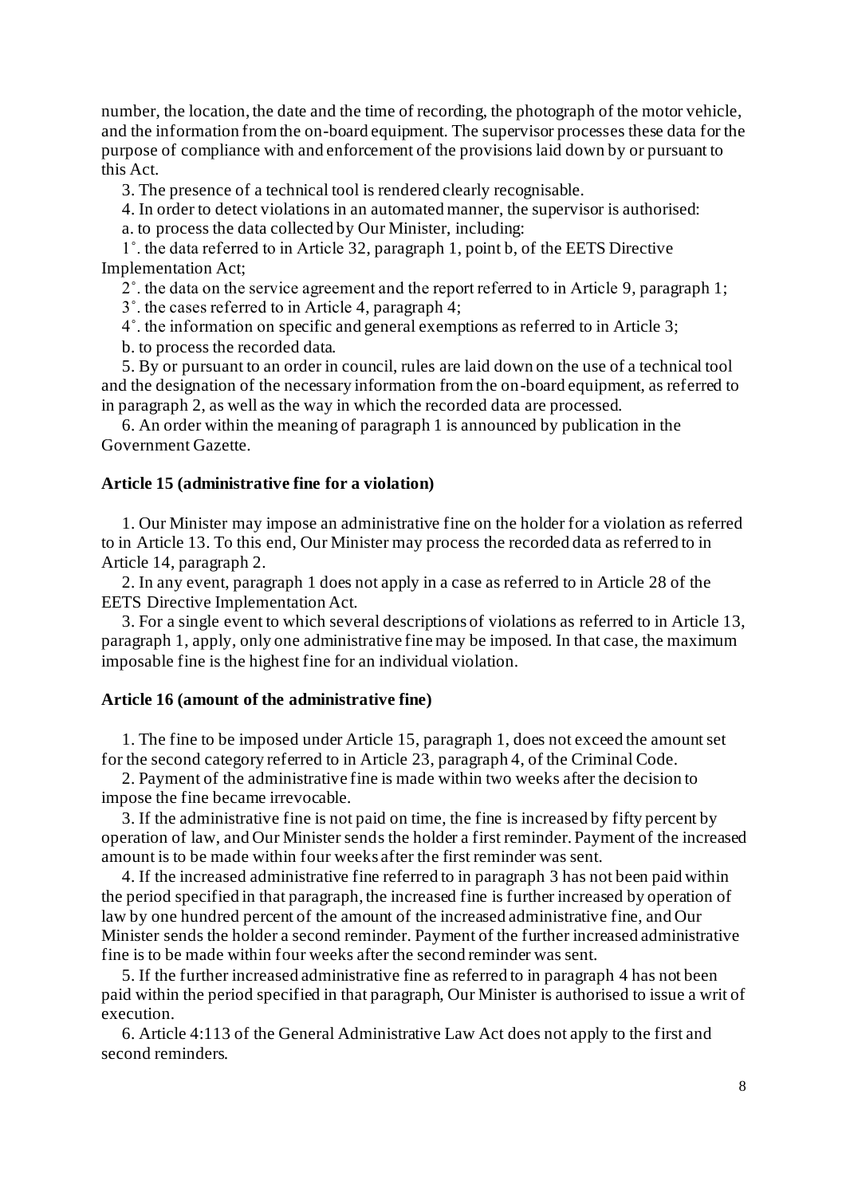number, the location, the date and the time of recording, the photograph of the motor vehicle, and the information from the on-board equipment. The supervisor processes these data for the purpose of compliance with and enforcement of the provisions laid down by or pursuant to this Act.

3. The presence of a technical tool is rendered clearly recognisable.

4. In order to detect violations in an automated manner, the supervisor is authorised:

a. to process the data collected by Our Minister, including:

1˚. the data referred to in Article 32, paragraph 1, point b, of the EETS Directive Implementation Act;

2˚. the data on the service agreement and the report referred to in Article 9, paragraph 1;

3˚. the cases referred to in Article 4, paragraph 4;

4˚. the information on specific and general exemptions as referred to in Article 3;

b. to process the recorded data.

5. By or pursuant to an order in council, rules are laid down on the use of a technical tool and the designation of the necessary information from the on-board equipment, as referred to in paragraph 2, as well as the way in which the recorded data are processed.

6. An order within the meaning of paragraph 1 is announced by publication in the Government Gazette.

**Article 15 (administrative fine for a violation)**

1. Our Minister may impose an administrative fine on the holder for a violation as referred to in Article 13. To this end, Our Minister may process the recorded data as referred to in Article 14, paragraph 2.

2. In any event, paragraph 1 does not apply in a case as referred to in Article 28 of the EETS Directive Implementation Act.

3. For a single event to which several descriptions of violations as referred to in Article 13, paragraph 1, apply, only one administrative fine may be imposed. In that case, the maximum imposable fine is the highest fine for an individual violation.

**Article 16 (amount of the administrative fine)**

1. The fine to be imposed under Article 15, paragraph 1, does not exceed the amount set for the second category referred to in Article 23, paragraph 4, of the Criminal Code.

2. Payment of the administrative fine is made within two weeks after the decision to impose the fine became irrevocable.

3. If the administrative fine is not paid on time, the fine is increased by fifty percent by operation of law, and Our Minister sends the holder a first reminder. Payment of the increased amount is to be made within four weeks after the first reminder was sent.

4. If the increased administrative fine referred to in paragraph 3 has not been paid within the period specified in that paragraph, the increased fine is further increased by operation of law by one hundred percent of the amount of the increased administrative fine, and Our Minister sends the holder a second reminder. Payment of the further increased administrative fine is to be made within four weeks after the second reminder was sent.

5. If the further increased administrative fine as referred to in paragraph 4 has not been paid within the period specified in that paragraph, Our Minister is authorised to issue a writ of execution.

6. Article 4:113 of the General Administrative Law Act does not apply to the first and second reminders.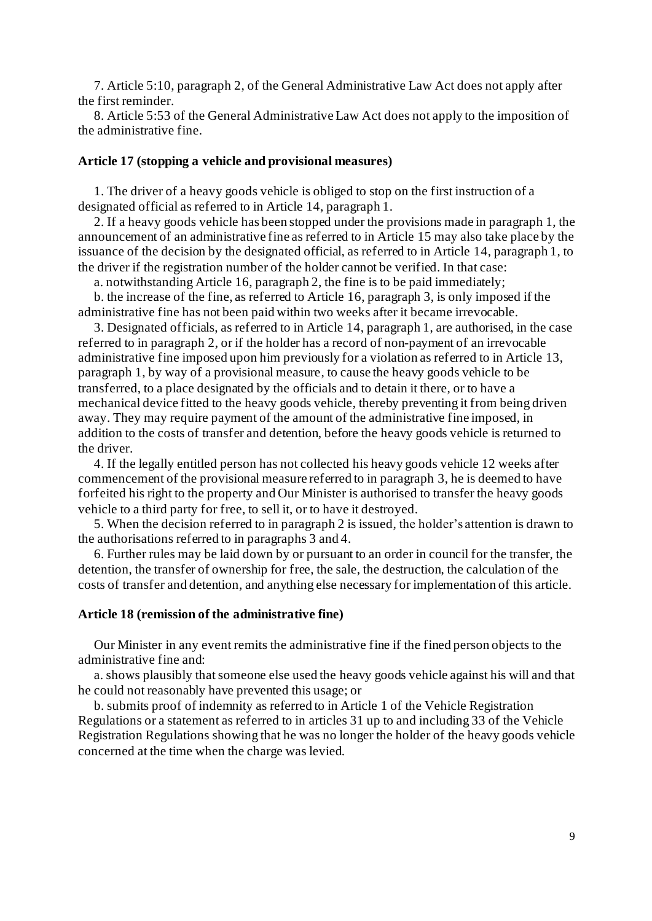7. Article 5:10, paragraph 2, of the General Administrative Law Act does not apply after the first reminder.

8. Article 5:53 of the General Administrative Law Act does not apply to the imposition of the administrative fine.

### Article 17 (stopping a vehicle and provisional measures)

1. The driver of a heavy goods vehicle is obliged to stop on the first instruction of a designated official as referred to in Article 14, paragraph 1.

2. If a heavy goods vehicle has been stopped under the provisions made in paragraph 1, the announcement of an administrative fine as referred to in Article 15 may also take place by the issuance of the decision by the designated official, as referred to in Article 14, paragraph 1, to the driver if the registration number of the holder cannot be verified. In that case:

a. notwithstanding Article 16, paragraph 2, the fine is to be paid immediately;

b. the increase of the fine, as referred to Article 16, paragraph 3, is only imposed if the administrative fine has not been paid within two weeks after it became irrevocable.

3. Designated officials, as referred to in Article 14, paragraph 1, are authorised, in the case referred to in paragraph 2, or if the holder has a record of non-payment of an irrevocable administrative fine imposed upon him previously for a violation as referred to in Article 13, paragraph 1, by way of a provisional measure, to cause the heavy goods vehicle to be transferred, to a place designated by the officials and to detain it there, or to have a mechanical device fitted to the heavy goods vehicle, thereby preventing it from being driven away. They may require payment of the amount of the administrative fine imposed, in addition to the costs of transfer and detention, before the heavy goods vehicle is returned to the driver.

4. If the legally entitled person has not collected his heavy goods vehicle 12 weeks after commencement of the provisional measure referred to in paragraph 3, he is deemed to have forfeited his right to the property and Our Minister is authorised to transfer the heavy goods vehicle to a third party for free, to sell it, or to have it destroyed.

5. When the decision referred to in paragraph 2 is issued, the holder's attention is drawn to the authorisations referred to in paragraphs 3 and 4.

6. Further rules may be laid down by or pursuant to an order in council for the transfer, the detention, the transfer of ownership for free, the sale, the destruction, the calculation of the costs of transfer and detention, and anything else necessary for implementation of this article.

### Article 18 (remission of the administrative fine)

Our Minister in any event remits the administrative fine if the fined person objects to the administrative fine and:

a. shows plausibly that someone else used the heavy goods vehicle against his will and that he could not reasonably have prevented this usage; or

b. submits proof of indemnity as referred to in Article 1 of the Vehicle Registration Regulations or a statement as referred to in articles 31 up to and including 33 of the Vehicle Registration Regulations showing that he was no longer the holder of the heavy goods vehicle concerned at the time when the charge was levied.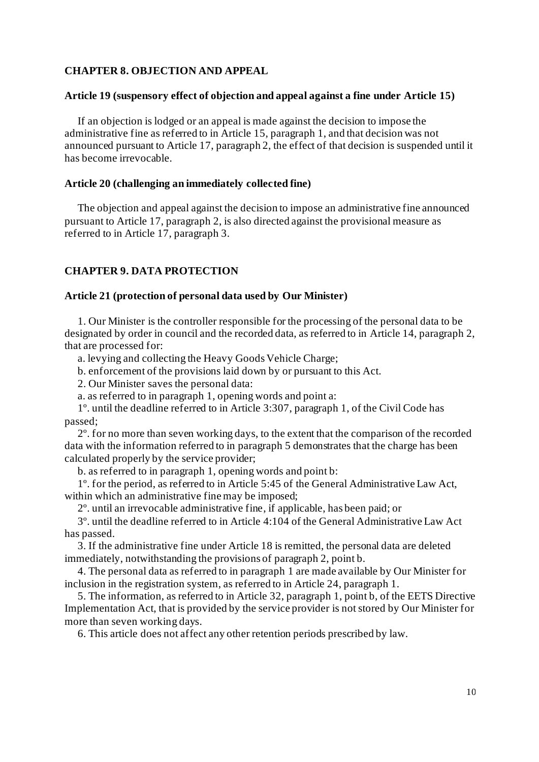## CHAPTER 8. OBJECTION AND APPEAL

### Article 19 (suspensory effect of objection and appeal against a fine under Article 15)

If an objection is lodged or an appeal is made against the decision to impose the administrative fine as referred to in Article 15, paragraph 1, and that decision was not announced pursuant to Article 17, paragraph 2, the effect of that decision is suspended until it has become irrevocable.

### Article 20 (challenging an immediately collected fine)

The objection and appeal against the decision to impose an administrative fine announced pursuant to Article 17, paragraph 2, is also directed against the provisional measure as referred to in Article 17, paragraph 3.

## CHAPTER 9. DATA PROTECTION

### Article 21 (protection of personal data used by Our Minister)

1. Our Minister is the controller responsible for the processing of the personal data to be designated by order in council and the recorded data, as referred to in Article 14, paragraph 2, that are processed for:

a. levying and collecting the Heavy Goods Vehicle Charge;

b. enforcement of the provisions laid down by or pursuant to this Act.

2. Our Minister saves the personal data:

a. as referred to in paragraph 1, opening words and point a:

1º. until the deadline referred to in Article 3:307, paragraph 1, of the Civil Code has passed;

2º. for no more than seven working days, to the extent that the comparison of the recorded data with the information referred to in paragraph 5 demonstrates that the charge has been calculated properly by the service provider;

b. as referred to in paragraph 1, opening words and point b:

1º. for the period, as referred to in Article 5:45 of the General Administrative Law Act, within which an administrative fine may be imposed;

2º. until an irrevocable administrative fine, if applicable, has been paid; or

3º. until the deadline referred to in Article 4:104 of the General Administrative Law Act has passed.

3. If the administrative fine under Article 18 is remitted, the personal data are deleted immediately, notwithstanding the provisions of paragraph 2, point b.

4. The personal data as referred to in paragraph 1 are made available by Our Minister for inclusion in the registration system, as referred to in Article 24, paragraph 1.

5. The information, as referred to in Article 32, paragraph 1, point b, of the EETS Directive Implementation Act, that is provided by the service provider is not stored by Our Minister for more than seven working days.

6. This article does not affect any other retention periods prescribed by law.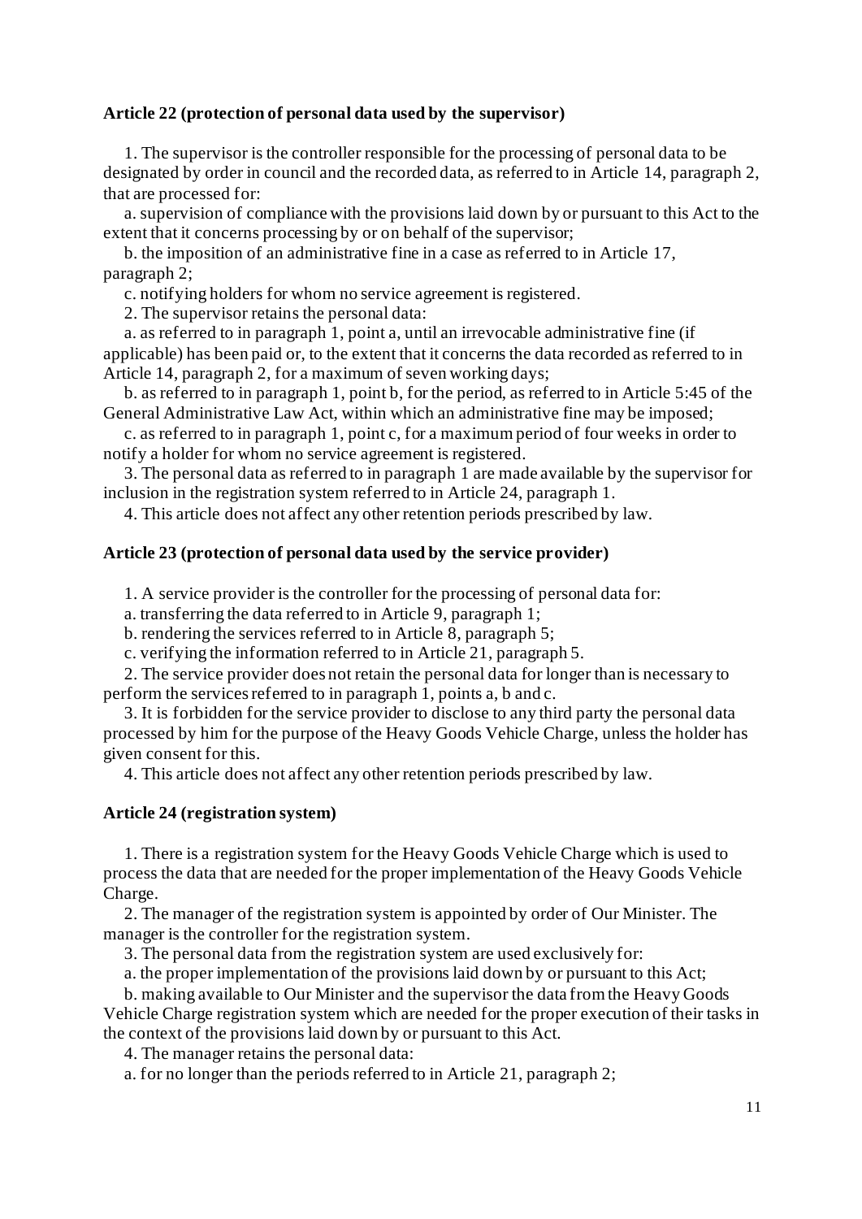**Article 22 (protection of personal data used by the supervisor)**

1. The supervisor is the controller responsible for the processing of personal data to be designated by order in council and the recorded data, as referred to in Article 14, paragraph 2, that are processed for:

a. supervision of compliance with the provisions laid down by or pursuant to this Act to the extent that it concerns processing by or on behalf of the supervisor;

b. the imposition of an administrative fine in a case as referred to in Article 17, paragraph 2;

c. notifying holders for whom no service agreement is registered.

2. The supervisor retains the personal data:

a. as referred to in paragraph 1, point a, until an irrevocable administrative fine (if applicable) has been paid or, to the extent that it concerns the data recorded as referred to in Article 14, paragraph 2, for a maximum of seven working days;

b. as referred to in paragraph 1, point b, for the period, as referred to in Article 5:45 of the General Administrative Law Act, within which an administrative fine may be imposed;

c. as referred to in paragraph 1, point c, for a maximum period of four weeks in order to notify a holder for whom no service agreement is registered.

3. The personal data as referred to in paragraph 1 are made available by the supervisor for inclusion in the registration system referred to in Article 24, paragraph 1.

4. This article does not affect any other retention periods prescribed by law.

**Article 23 (protection of personal data used by the service provider)**

1. A service provider is the controller for the processing of personal data for:

a. transferring the data referred to in Article 9, paragraph 1;

b. rendering the services referred to in Article 8, paragraph 5;

c. verifying the information referred to in Article 21, paragraph 5.

2. The service provider does not retain the personal data for longer than is necessary to perform the services referred to in paragraph 1, points a, b and c.

3. It is forbidden for the service provider to disclose to any third party the personal data processed by him for the purpose of the Heavy Goods Vehicle Charge, unless the holder has given consent for this.

4. This article does not affect any other retention periods prescribed by law.

**Article 24 (registration system)**

1. There is a registration system for the Heavy Goods Vehicle Charge which is used to process the data that are needed for the proper implementation of the Heavy Goods Vehicle Charge.

2. The manager of the registration system is appointed by order of Our Minister. The manager is the controller for the registration system.

3. The personal data from the registration system are used exclusively for:

a. the proper implementation of the provisions laid down by or pursuant to this Act;

b. making available to Our Minister and the supervisor the data from the Heavy Goods Vehicle Charge registration system which are needed for the proper execution of their tasks in the context of the provisions laid down by or pursuant to this Act.

4. The manager retains the personal data:

a. for no longer than the periods referred to in Article 21, paragraph 2;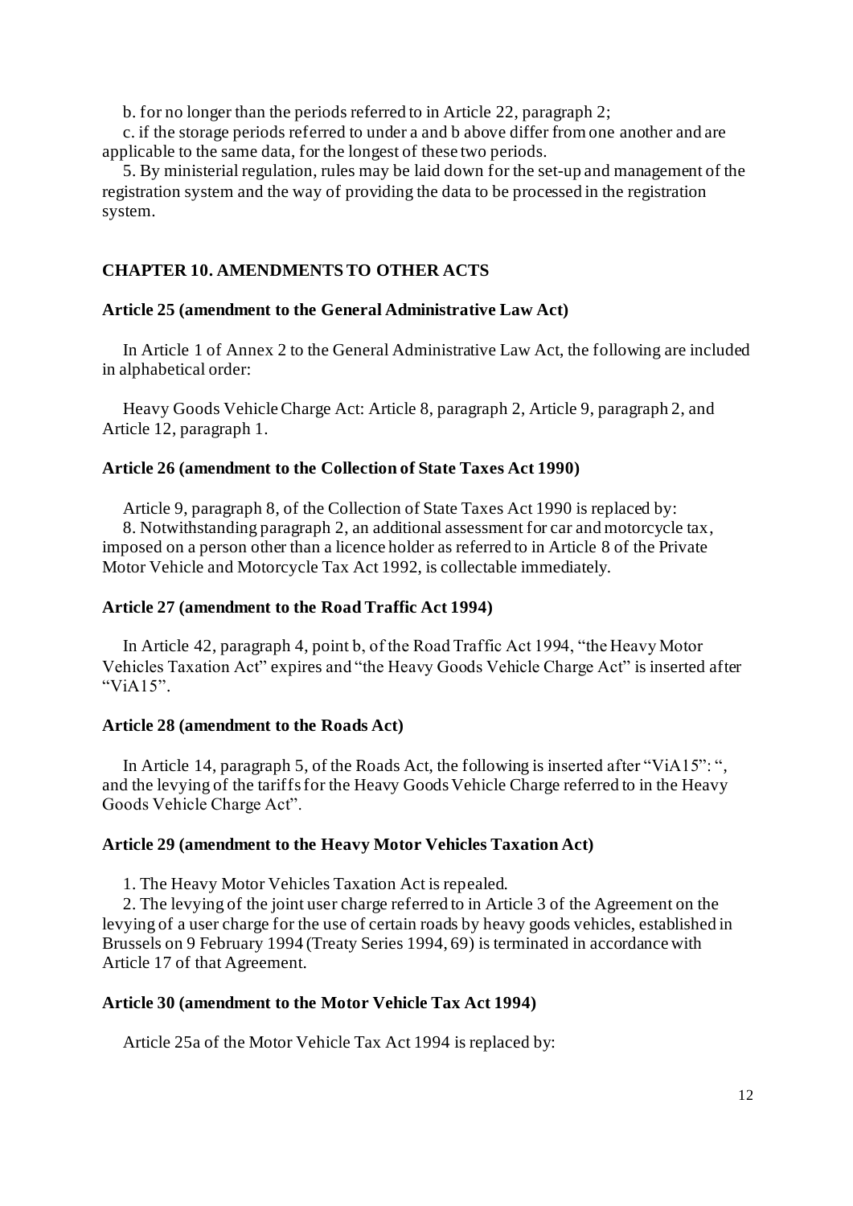b. for no longer than the periods referred to in Article 22, paragraph 2;

c. if the storage periods referred to under a and b above differ from one another and are applicable to the same data, for the longest of these two periods.

5. By ministerial regulation, rules may be laid down for the set-up and management of the registration system and the way of providing the data to be processed in the registration system.

## CHAPTER 10. AMENDMENTS TO OTHER ACTS

### Article 25 (amendment to the General Administrative Law Act)

In Article 1 of Annex 2 to the General Administrative Law Act, the following are included in alphabetical order:

Heavy Goods Vehicle Charge Act: Article 8, paragraph 2, Article 9, paragraph 2, and Article 12, paragraph 1.

### Article 26 (amendment to the Collection of State Taxes Act 1990)

Article 9, paragraph 8, of the Collection of State Taxes Act 1990 is replaced by:

8. Notwithstanding paragraph 2, an additional assessment for car and motorcycle tax, imposed on a person other than a licence holder as referred to in Article 8 of the Private Motor Vehicle and Motorcycle Tax Act 1992, is collectable immediately.

### Article 27 (amendment to the Road Traffic Act 1994)

In Article 42, paragraph 4, point b, of the Road Traffic Act 1994, “the Heavy Motor Vehicles Taxation Act” expires and “the Heavy Goods Vehicle Charge Act” is inserted after “ViA15”.

### Article 28 (amendment to the Roads Act)

In Article 14, paragraph 5, of the Roads Act, the following is inserted after “ViA15”: “, and the levying of the tariffs for the Heavy Goods Vehicle Charge referred to in the Heavy Goods Vehicle Charge Act”.

### Article 29 (amendment to the Heavy Motor Vehicles Taxation Act)

1. The Heavy Motor Vehicles Taxation Act is repealed.

2. The levying of the joint user charge referred to in Article 3 of the Agreement on the levying of a user charge for the use of certain roads by heavy goods vehicles, established in Brussels on 9 February 1994 (Treaty Series 1994, 69) is terminated in accordance with Article 17 of that Agreement.

### Article 30 (amendment to the Motor Vehicle Tax Act 1994)

Article 25a of the Motor Vehicle Tax Act 1994 is replaced by: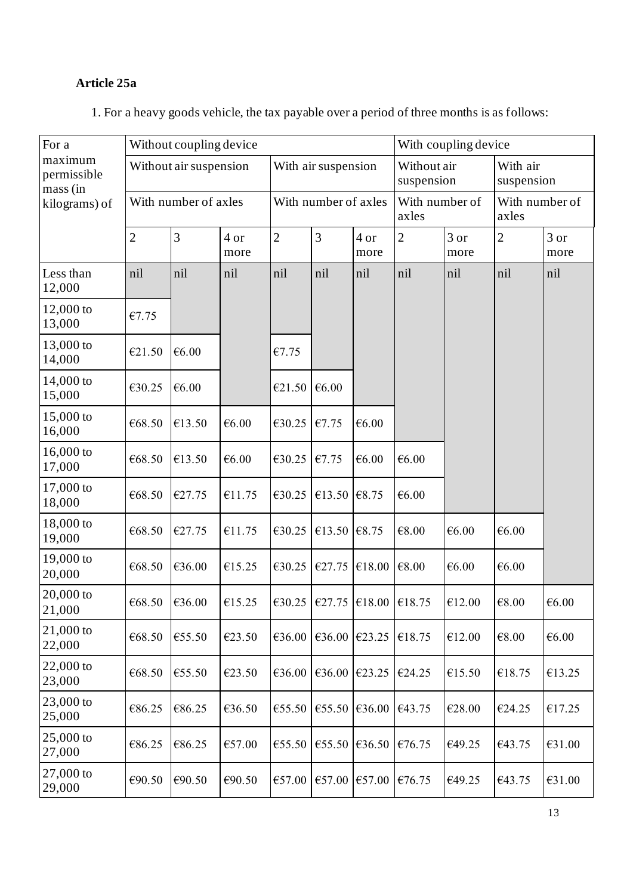**Article 25a**

1. For a heavy goods vehicle, the tax payable over a period of three months is as follows:

| For a maximum permissible mass (in kilograms) of | Without coupling device | | | | | | With coupling device | | | |
|---|---|---|---|---|---|---|---|---|---|---|
| | Without air suspension | | | With air suspension | | | Without air suspension | | With air suspension | |
| | With number of axles | | | With number of axles | | | With number of axles | | With number of axles | |
| | 2 | 3 | 4 or more | 2 | 3 | 4 or more | 2 | 3 or more | 2 | 3 or more |
| Less than 12,000 | nil | nil | nil | nil | nil | nil | nil | nil | nil | nil |
| 12,000 to 13,000 | €7.75 | | | | | | | | | |
| 13,000 to 14,000 | €21.50 | €6.00 | | €7.75 | | | | | | |
| 14,000 to 15,000 | €30.25 | €6.00 | | €21.50 | €6.00 | | | | | |
| 15,000 to 16,000 | €68.50 | €13.50 | €6.00 | €30.25 | €7.75 | €6.00 | | | | |
| 16,000 to 17,000 | €68.50 | €13.50 | €6.00 | €30.25 | €7.75 | €6.00 | €6.00 | | | |
| 17,000 to 18,000 | €68.50 | €27.75 | €11.75 | €30.25 | €13.50 | €8.75 | €6.00 | | | |
| 18,000 to 19,000 | €68.50 | €27.75 | €11.75 | €30.25 | €13.50 | €8.75 | €8.00 | €6.00 | €6.00 | |
| 19,000 to 20,000 | €68.50 | €36.00 | €15.25 | €30.25 | €27.75 | €18.00 | €8.00 | €6.00 | €6.00 | |
| 20,000 to 21,000 | €68.50 | €36.00 | €15.25 | €30.25 | €27.75 | €18.00 | €18.75 | €12.00 | €8.00 | €6.00 |
| 21,000 to 22,000 | €68.50 | €55.50 | €23.50 | €36.00 | €36.00 | €23.25 | €18.75 | €12.00 | €8.00 | €6.00 |
| 22,000 to 23,000 | €68.50 | €55.50 | €23.50 | €36.00 | €36.00 | €23.25 | €24.25 | €15.50 | €18.75 | €13.25 |
| 23,000 to 25,000 | €86.25 | €86.25 | €36.50 | €55.50 | €55.50 | €36.00 | €43.75 | €28.00 | €24.25 | €17.25 |
| 25,000 to 27,000 | €86.25 | €86.25 | €57.00 | €55.50 | €55.50 | €36.50 | €76.75 | €49.25 | €43.75 | €31.00 |
| 27,000 to 29,000 | €90.50 | €90.50 | €90.50 | €57.00 | €57.00 | €57.00 | €76.75 | €49.25 | €43.75 | €31.00 |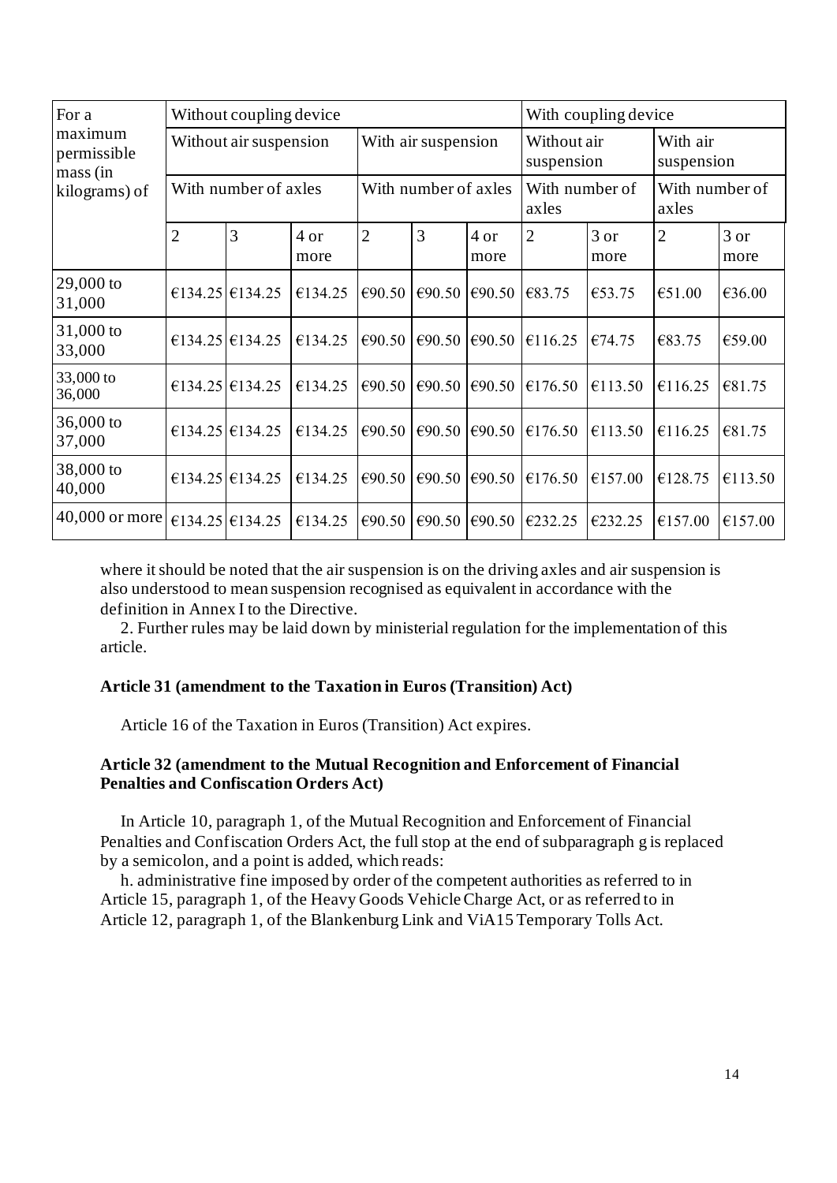| For a maximum permissible mass (in kilograms) of | Without coupling device | | | | | | With coupling device | | | |
|---|---|---|---|---|---|---|---|---|---|---|
| | Without air suspension | | | With air suspension | | | Without air suspension | | With air suspension | |
| | With number of axles | | | With number of axles | | | With number of axles | | With number of axles | |
| | 2 | 3 | 4 or more | 2 | 3 | 4 or more | 2 | 3 or more | 2 | 3 or more |
| 29,000 to 31,000 | €134.25 | €134.25 | €134.25 | €90.50 | €90.50 | €90.50 | €83.75 | €53.75 | €51.00 | €36.00 |
| 31,000 to 33,000 | €134.25 | €134.25 | €134.25 | €90.50 | €90.50 | €90.50 | €116.25 | €74.75 | €83.75 | €59.00 |
| 33,000 to 36,000 | €134.25 | €134.25 | €134.25 | €90.50 | €90.50 | €90.50 | €176.50 | €113.50 | €116.25 | €81.75 |
| 36,000 to 37,000 | €134.25 | €134.25 | €134.25 | €90.50 | €90.50 | €90.50 | €176.50 | €113.50 | €116.25 | €81.75 |
| 38,000 to 40,000 | €134.25 | €134.25 | €134.25 | €90.50 | €90.50 | €90.50 | €176.50 | €157.00 | €128.75 | €113.50 |
| 40,000 or more | €134.25 | €134.25 | €134.25 | €90.50 | €90.50 | €90.50 | €232.25 | €232.25 | €157.00 | €157.00 |

where it should be noted that the air suspension is on the driving axles and air suspension is also understood to mean suspension recognised as equivalent in accordance with the definition in Annex I to the Directive.

2. Further rules may be laid down by ministerial regulation for the implementation of this article.

**Article 31 (amendment to the Taxation in Euros (Transition) Act)**

Article 16 of the Taxation in Euros (Transition) Act expires.

**Article 32 (amendment to the Mutual Recognition and Enforcement of Financial Penalties and Confiscation Orders Act)**

In Article 10, paragraph 1, of the Mutual Recognition and Enforcement of Financial Penalties and Confiscation Orders Act, the full stop at the end of subparagraph g is replaced by a semicolon, and a point is added, which reads:

h. administrative fine imposed by order of the competent authorities as referred to in Article 15, paragraph 1, of the Heavy Goods Vehicle Charge Act, or as referred to in Article 12, paragraph 1, of the Blankenburg Link and ViA15 Temporary Tolls Act.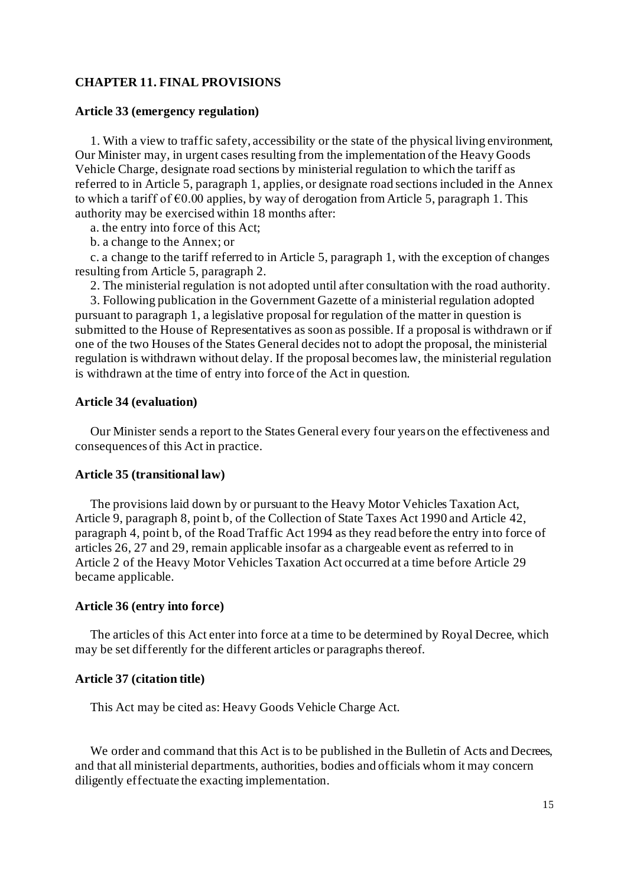## CHAPTER 11. FINAL PROVISIONS

### Article 33 (emergency regulation)

1. With a view to traffic safety, accessibility or the state of the physical living environment, Our Minister may, in urgent cases resulting from the implementation of the Heavy Goods Vehicle Charge, designate road sections by ministerial regulation to which the tariff as referred to in Article 5, paragraph 1, applies, or designate road sections included in the Annex to which a tariff of €0.00 applies, by way of derogation from Article 5, paragraph 1. This authority may be exercised within 18 months after:

a. the entry into force of this Act;

b. a change to the Annex; or

c. a change to the tariff referred to in Article 5, paragraph 1, with the exception of changes resulting from Article 5, paragraph 2.

2. The ministerial regulation is not adopted until after consultation with the road authority.

3. Following publication in the Government Gazette of a ministerial regulation adopted pursuant to paragraph 1, a legislative proposal for regulation of the matter in question is submitted to the House of Representatives as soon as possible. If a proposal is withdrawn or if one of the two Houses of the States General decides not to adopt the proposal, the ministerial regulation is withdrawn without delay. If the proposal becomes law, the ministerial regulation is withdrawn at the time of entry into force of the Act in question.

### Article 34 (evaluation)

Our Minister sends a report to the States General every four years on the effectiveness and consequences of this Act in practice.

### Article 35 (transitional law)

The provisions laid down by or pursuant to the Heavy Motor Vehicles Taxation Act, Article 9, paragraph 8, point b, of the Collection of State Taxes Act 1990 and Article 42, paragraph 4, point b, of the Road Traffic Act 1994 as they read before the entry into force of articles 26, 27 and 29, remain applicable insofar as a chargeable event as referred to in Article 2 of the Heavy Motor Vehicles Taxation Act occurred at a time before Article 29 became applicable.

### Article 36 (entry into force)

The articles of this Act enter into force at a time to be determined by Royal Decree, which may be set differently for the different articles or paragraphs thereof.

### Article 37 (citation title)

This Act may be cited as: Heavy Goods Vehicle Charge Act.

We order and command that this Act is to be published in the Bulletin of Acts and Decrees, and that all ministerial departments, authorities, bodies and officials whom it may concern diligently effectuate the exacting implementation.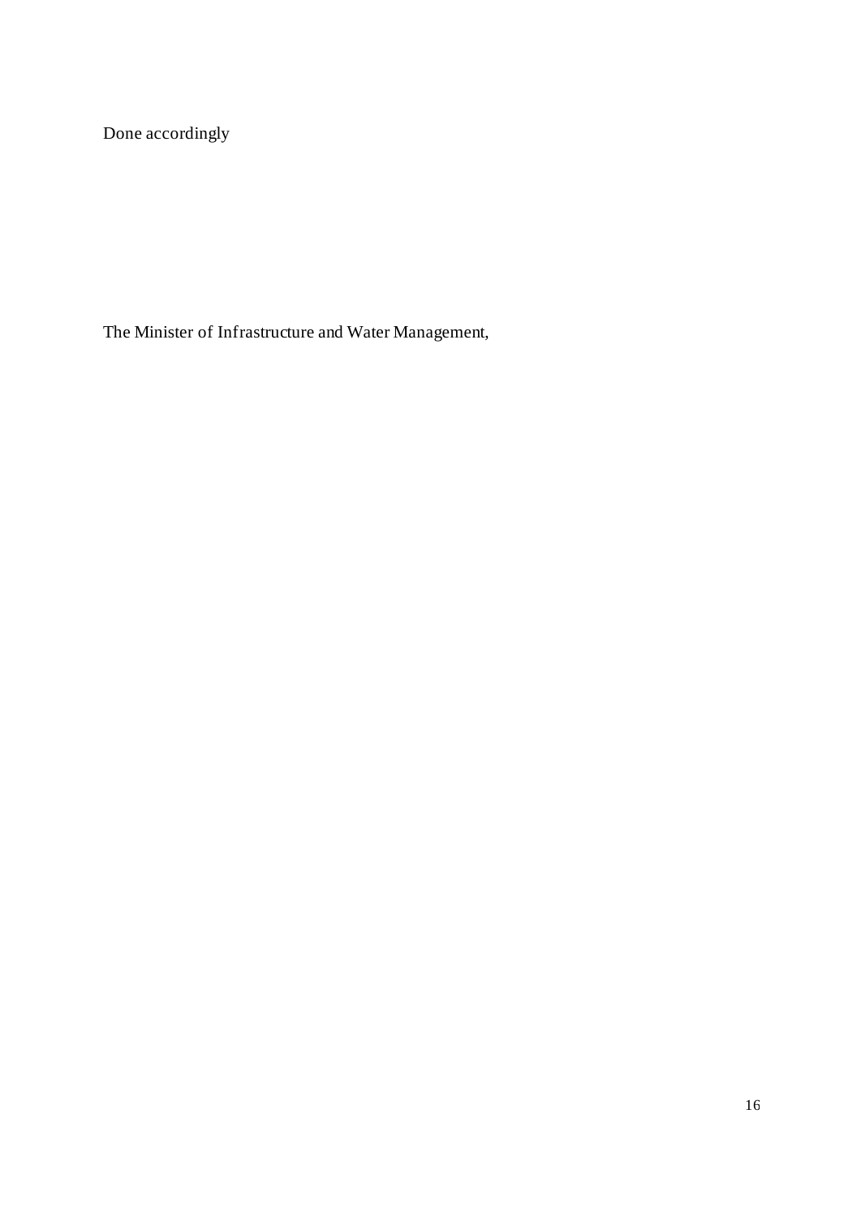Done accordingly

The Minister of Infrastructure and Water Management,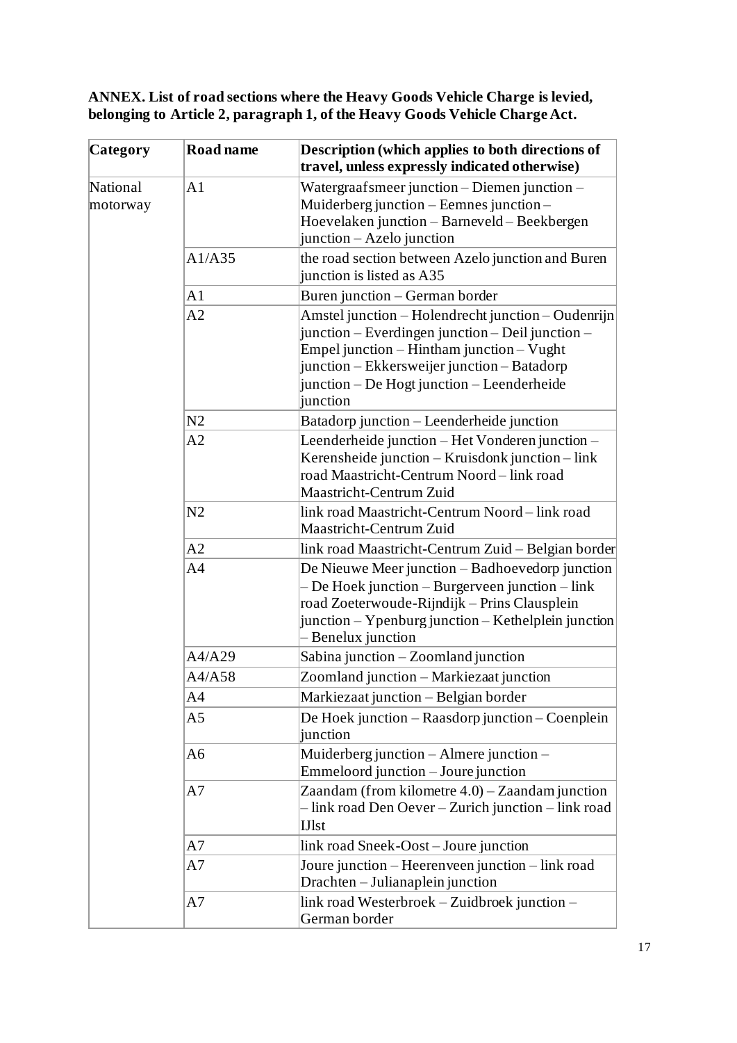**ANNEX. List of road sections where the Heavy Goods Vehicle Charge is levied, belonging to Article 2, paragraph 1, of the Heavy Goods Vehicle Charge Act.**

| Category | Road name | Description (which applies to both directions of travel, unless expressly indicated otherwise) |
|---|---|---|
| National motorway | A1 | Watergraafsmeer junction – Diemen junction – Muiderberg junction – Eemnes junction – Hoevelaken junction – Barneveld – Beekbergen junction – Azelo junction |
| | A1/A35 | the road section between Azelo junction and Buren junction is listed as A35 |
| | A1 | Buren junction – German border |
| | A2 | Amstel junction – Holendrecht junction – Oudenrijn junction – Everdingen junction – Deil junction – Empel junction – Hintham junction – Vught junction – Ekkersweijer junction – Batadorp junction – De Hogt junction – Leenderheide junction |
| | N2 | Batadorp junction – Leenderheide junction |
| | A2 | Leenderheide junction – Het Vonderen junction – Kerensheide junction – Kruisdonk junction – link road Maastricht-Centrum Noord – link road Maastricht-Centrum Zuid |
| | N2 | link road Maastricht-Centrum Noord – link road Maastricht-Centrum Zuid |
| | A2 | link road Maastricht-Centrum Zuid – Belgian border |
| | A4 | De Nieuwe Meer junction – Badhoevedorp junction – De Hoek junction – Burgerveen junction – link road Zoeterwoude-Rijndijk – Prins Clausplein junction – Ypenburg junction – Kethelplein junction – Benelux junction |
| | A4/A29 | Sabina junction – Zoomland junction |
| | A4/A58 | Zoomland junction – Markiezaat junction |
| | A4 | Markiezaat junction – Belgian border |
| | A5 | De Hoek junction – Raasdorp junction – Coenplein junction |
| | A6 | Muiderberg junction – Almere junction – Emmeloord junction – Joure junction |
| | A7 | Zaandam (from kilometre 4.0) – Zaandam junction – link road Den Oever – Zurich junction – link road IJlst |
| | A7 | link road Sneek-Oost – Joure junction |
| | A7 | Joure junction – Heerenveen junction – link road Drachten – Julianaplein junction |
| | A7 | link road Westerbroek – Zuidbroek junction – German border |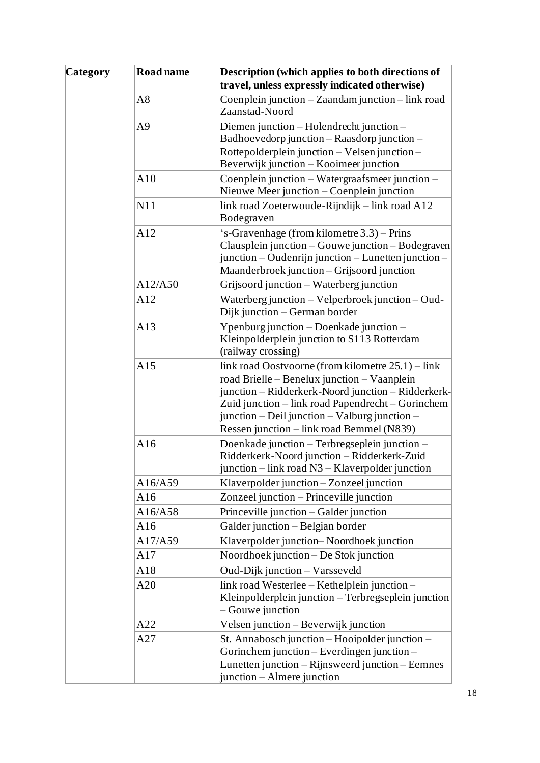| Category | Road name | Description (which applies to both directions of travel, unless expressly indicated otherwise) |
|---|---|---|
| | A8 | Coenplein junction – Zaandam junction – link road Zaanstad-Noord |
| | A9 | Diemen junction – Holendrecht junction – Badhoevedorp junction – Raasdorp junction – Rottepolderplein junction – Velsen junction – Beverwijk junction – Kooimeer junction |
| | A10 | Coenplein junction – Watergraafsmeer junction – Nieuwe Meer junction – Coenplein junction |
| | N11 | link road Zoeterwoude-Rijndijk – link road A12 Bodegraven |
| | A12 | 's-Gravenhage (from kilometre 3.3) – Prins Clausplein junction – Gouwe junction – Bodegraven junction – Oudenrijn junction – Lunetten junction – Maanderbroek junction – Grijsoord junction |
| | A12/A50 | Grijsoord junction – Waterberg junction |
| | A12 | Waterberg junction – Velperbroek junction – Oud-Dijk junction – German border |
| | A13 | Ypenburg junction – Doenkade junction – Kleinpolderplein junction to S113 Rotterdam (railway crossing) |
| | A15 | link road Oostvoorne (from kilometre 25.1) – link road Brielle – Benelux junction – Vaanplein junction – Ridderkerk-Noord junction – Ridderkerk-Zuid junction – link road Papendrecht – Gorinchem junction – Deil junction – Valburg junction – Ressen junction – link road Bemmel (N839) |
| | A16 | Doenkade junction – Terbregseplein junction – Ridderkerk-Noord junction – Ridderkerk-Zuid junction – link road N3 – Klaverpolder junction |
| | A16/A59 | Klaverpolder junction – Zonzeel junction |
| | A16 | Zonzeel junction – Princeville junction |
| | A16/A58 | Princeville junction – Galder junction |
| | A16 | Galder junction – Belgian border |
| | A17/A59 | Klaverpolder junction– Noordhoek junction |
| | A17 | Noordhoek junction – De Stok junction |
| | A18 | Oud-Dijk junction – Varsseveld |
| | A20 | link road Westerlee – Kethelplein junction – Kleinpolderplein junction – Terbregseplein junction – Gouwe junction |
| | A22 | Velsen junction – Beverwijk junction |
| | A27 | St. Annabosch junction – Hooipolder junction – Gorinchem junction – Everdingen junction – Lunetten junction – Rijnsweerd junction – Eemnes junction – Almere junction |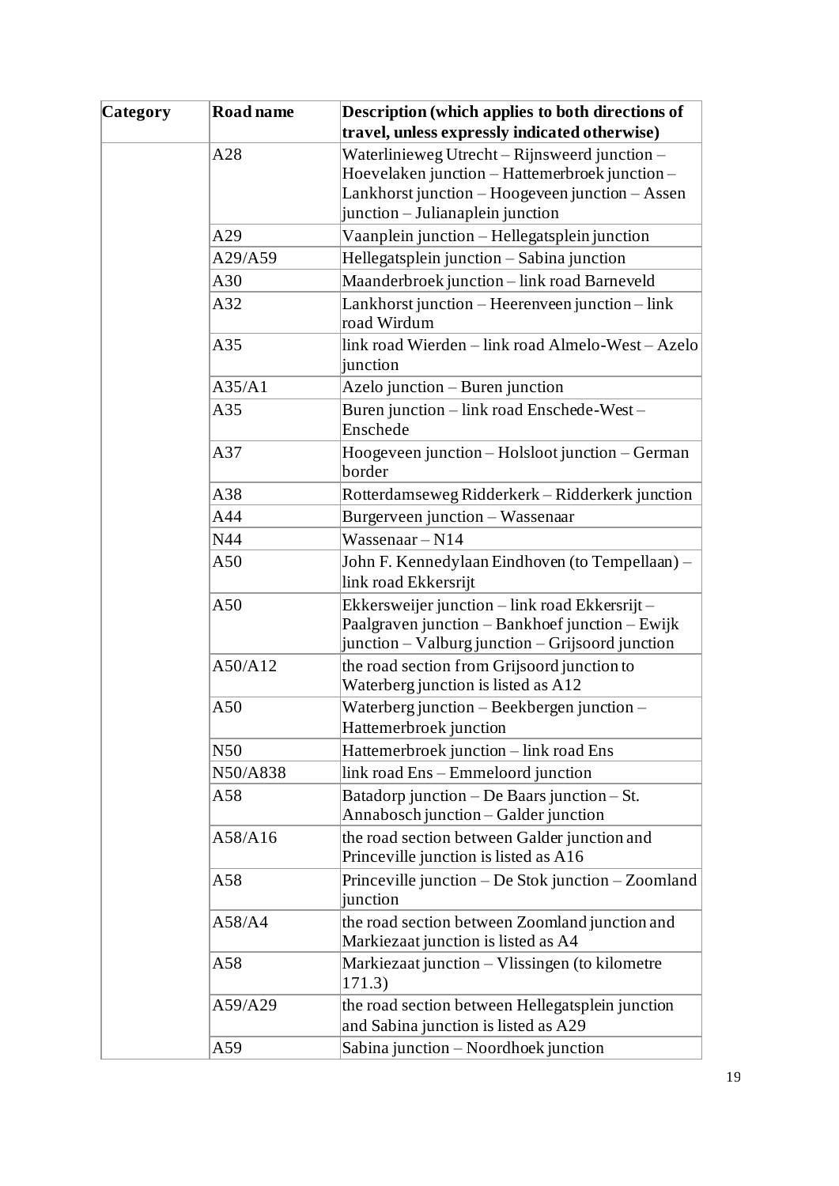| Category | Road name | Description (which applies to both directions of travel, unless expressly indicated otherwise) |
| --- | --- | --- |
| | A28 | Waterlinieweg Utrecht – Rijnsweerd junction – Hoevelaken junction – Hattemerbroek junction – Lankhorst junction – Hoogeveen junction – Assen junction – Julianaplein junction |
| | A29 | Vaanplein junction – Hellegatsplein junction |
| | A29/A59 | Hellegatsplein junction – Sabina junction |
| | A30 | Maanderbroek junction – link road Barneveld |
| | A32 | Lankhorst junction – Heerenveen junction – link road Wirdum |
| | A35 | link road Wierden – link road Almelo-West – Azelo junction |
| | A35/A1 | Azelo junction – Buren junction |
| | A35 | Buren junction – link road Enschede-West – Enschede |
| | A37 | Hoogeveen junction – Holsloot junction – German border |
| | A38 | Rotterdamseweg Ridderkerk – Ridderkerk junction |
| | A44 | Burgerveen junction – Wassenaar |
| | N44 | Wassenaar – N14 |
| | A50 | John F. Kennedylaan Eindhoven (to Tempellaan) – link road Ekkersrijt |
| | A50 | Ekkersweijer junction – link road Ekkersrijt – Paalgraven junction – Bankhoef junction – Ewijk junction – Valburg junction – Grijsoord junction |
| | A50/A12 | the road section from Grijsoord junction to Waterberg junction is listed as A12 |
| | A50 | Waterberg junction – Beekbergen junction – Hattemerbroek junction |
| | N50 | Hattemerbroek junction – link road Ens |
| | N50/A838 | link road Ens – Emmeloord junction |
| | A58 | Batadorp junction – De Baars junction – St. Annabosch junction – Galder junction |
| | A58/A16 | the road section between Galder junction and Princeville junction is listed as A16 |
| | A58 | Princeville junction – De Stok junction – Zoomland junction |
| | A58/A4 | the road section between Zoomland junction and Markiezaat junction is listed as A4 |
| | A58 | Markiezaat junction – Vlissingen (to kilometre 171.3) |
| | A59/A29 | the road section between Hellegatsplein junction and Sabina junction is listed as A29 |
| | A59 | Sabina junction – Noordhoek junction |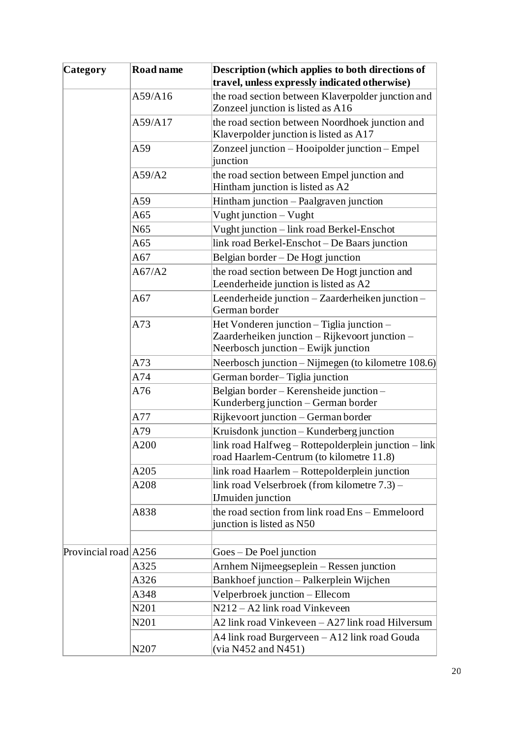| Category | Road name | Description (which applies to both directions of travel, unless expressly indicated otherwise) |
|---|---|---|
| | A59/A16 | the road section between Klaverpolder junction and Zonzeel junction is listed as A16 |
| | A59/A17 | the road section between Noordhoek junction and Klaverpolder junction is listed as A17 |
| | A59 | Zonzeel junction – Hooipolder junction – Empel junction |
| | A59/A2 | the road section between Empel junction and Hintham junction is listed as A2 |
| | A59 | Hintham junction – Paalgraven junction |
| | A65 | Vught junction – Vught |
| | N65 | Vught junction – link road Berkel-Enschot |
| | A65 | link road Berkel-Enschot – De Baars junction |
| | A67 | Belgian border – De Hogt junction |
| | A67/A2 | the road section between De Hogt junction and Leenderheide junction is listed as A2 |
| | A67 | Leenderheide junction – Zaarderheiken junction – German border |
| | A73 | Het Vonderen junction – Tiglia junction – Zaarderheiken junction – Rijkevoort junction – Neerbosch junction – Ewijk junction |
| | A73 | Neerbosch junction – Nijmegen (to kilometre 108.6) |
| | A74 | German border– Tiglia junction |
| | A76 | Belgian border – Kerensheide junction – Kunderberg junction – German border |
| | A77 | Rijkevoort junction – German border |
| | A79 | Kruisdonk junction – Kunderberg junction |
| | A200 | link road Halfweg – Rottepolderplein junction – link road Haarlem-Centrum (to kilometre 11.8) |
| | A205 | link road Haarlem – Rottepolderplein junction |
| | A208 | link road Velserbroek (from kilometre 7.3) – IJmuiden junction |
| | A838 | the road section from link road Ens – Emmeloord junction is listed as N50 |
| | | |
| Provincial road | A256 | Goes – De Poel junction |
| | A325 | Arnhem Nijmeegseplein – Ressen junction |
| | A326 | Bankhoef junction – Palkerplein Wijchen |
| | A348 | Velperbroek junction – Ellecom |
| | N201 | N212 – A2 link road Vinkeveen |
| | N201 | A2 link road Vinkeveen – A27 link road Hilversum |
| | N207 | A4 link road Burgerveen – A12 link road Gouda (via N452 and N451) |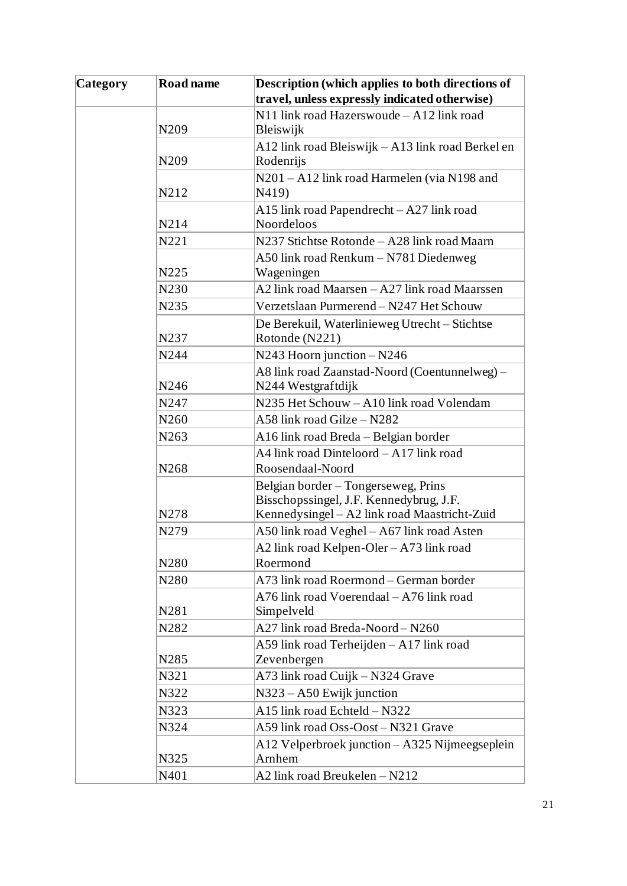| Category | Road name | Description (which applies to both directions of travel, unless expressly indicated otherwise) |
|---|---|---|
| | N209 | N11 link road Hazerswoude – A12 link road Bleiswijk |
| | N209 | A12 link road Bleiswijk – A13 link road Berkel en Rodenrijs |
| | N212 | N201 – A12 link road Harmelen (via N198 and N419) |
| | N214 | A15 link road Papendrecht – A27 link road Noordeloos |
| | N221 | N237 Stichtse Rotonde – A28 link road Maarn |
| | N225 | A50 link road Renkum – N781 Diedenweg Wageningen |
| | N230 | A2 link road Maarsen – A27 link road Maarssen |
| | N235 | Verzetslaan Purmerend – N247 Het Schouw |
| | N237 | De Berekuil, Waterlinieweg Utrecht – Stichtse Rotonde (N221) |
| | N244 | N243 Hoorn junction – N246 |
| | N246 | A8 link road Zaanstad-Noord (Coentunnelweg) – N244 Westgraftdijk |
| | N247 | N235 Het Schouw – A10 link road Volendam |
| | N260 | A58 link road Gilze – N282 |
| | N263 | A16 link road Breda – Belgian border |
| | N268 | A4 link road Dinteloord – A17 link road Roosendaal-Noord |
| | N278 | Belgian border – Tongerseweg, Prins Bisschopssingel, J.F. Kennedybrug, J.F. Kennedysingel – A2 link road Maastricht-Zuid |
| | N279 | A50 link road Veghel – A67 link road Asten |
| | N280 | A2 link road Kelpen-Oler – A73 link road Roermond |
| | N280 | A73 link road Roermond – German border |
| | N281 | A76 link road Voerendaal – A76 link road Simpelveld |
| | N282 | A27 link road Breda-Noord – N260 |
| | N285 | A59 link road Terheijden – A17 link road Zevenbergen |
| | N321 | A73 link road Cuijk – N324 Grave |
| | N322 | N323 – A50 Ewijk junction |
| | N323 | A15 link road Echteld – N322 |
| | N324 | A59 link road Oss-Oost – N321 Grave |
| | N325 | A12 Velperbroek junction – A325 Nijmeegseplein Arnhem |
| | N401 | A2 link road Breukelen – N212 |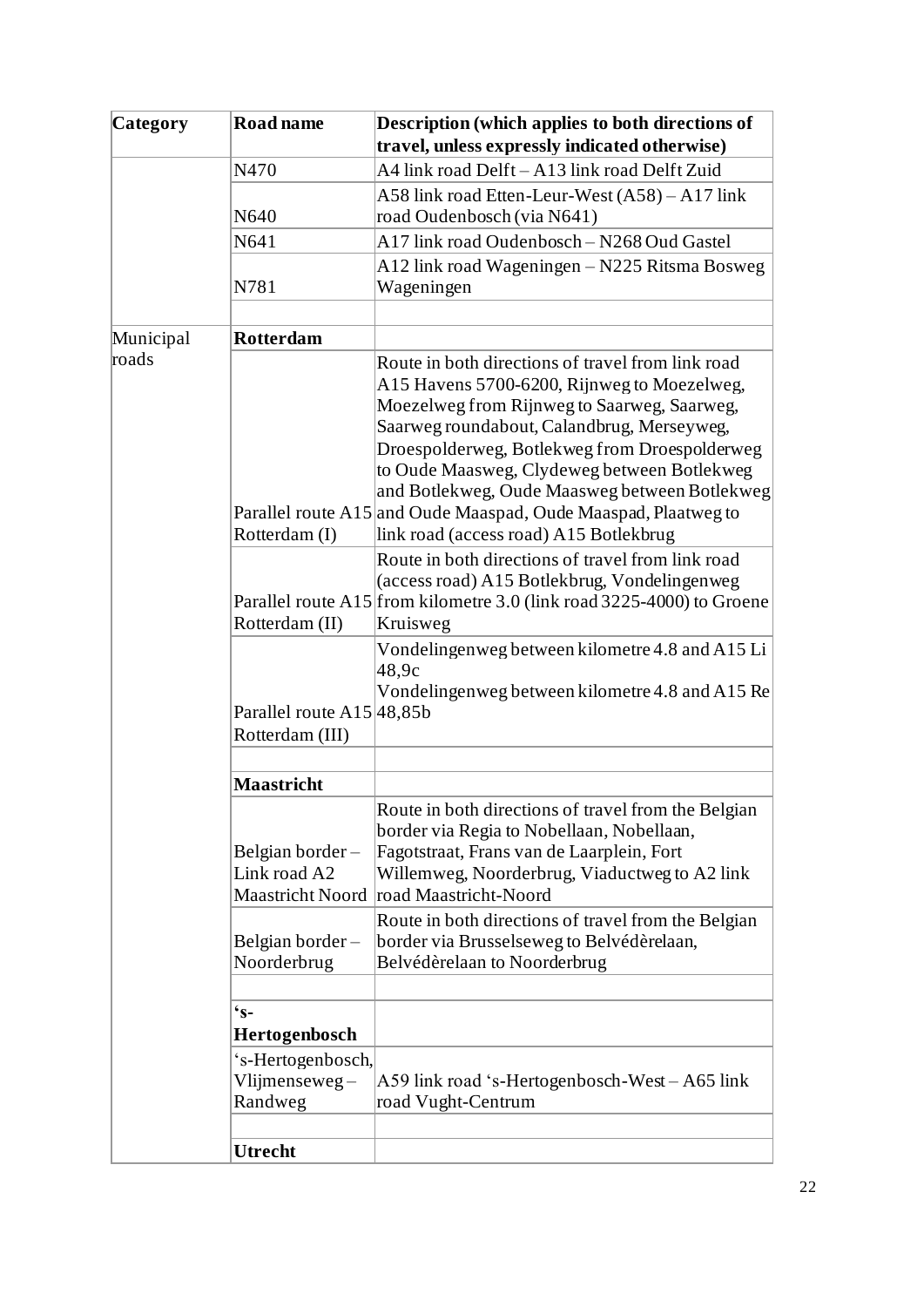| Category | Road name | Description (which applies to both directions of travel, unless expressly indicated otherwise) |
|---|---|---|
| | N470 | A4 link road Delft – A13 link road Delft Zuid |
| | N640 | A58 link road Etten-Leur-West (A58) – A17 link road Oudenbosch (via N641) |
| | N641 | A17 link road Oudenbosch – N268 Oud Gastel |
| | N781 | A12 link road Wageningen – N225 Ritsma Bosweg Wageningen |
| | | |
| Municipal roads | **Rotterdam** | |
| | Parallel route A15 Rotterdam (I) | Route in both directions of travel from link road A15 Havens 5700-6200, Rijnweg to Moezelweg, Moezelweg from Rijnweg to Saarweg, Saarweg, Saarweg roundabout, Calandbrug, Merseyweg, Droespolderweg, Botlekweg from Droespolderweg to Oude Maasweg, Clydeweg between Botlekweg and Botlekweg, Oude Maasweg between Botlekweg and Oude Maaspad, Oude Maaspad, Plaatweg to link road (access road) A15 Botlekbrug |
| | Parallel route A15 Rotterdam (II) | Route in both directions of travel from link road (access road) A15 Botlekbrug, Vondelingenweg from kilometre 3.0 (link road 3225-4000) to Groene Kruisweg |
| | Parallel route A15 Rotterdam (III) | Vondelingenweg between kilometre 4.8 and A15 Li 48,9c<br>Vondelingenweg between kilometre 4.8 and A15 Re 48,85b |
| | | |
| | **Maastricht** | |
| | Belgian border – Link road A2 Maastricht Noord | Route in both directions of travel from the Belgian border via Regia to Nobellaan, Nobellaan, Fagotstraat, Frans van de Laarplein, Fort Willemweg, Noorderbrug, Viaductweg to A2 link road Maastricht-Noord |
| | Belgian border – Noorderbrug | Route in both directions of travel from the Belgian border via Brusselseweg to Belvédèrelaan, Belvédèrelaan to Noorderbrug |
| | | |
| | **'s-Hertogenbosch** | |
| | 's-Hertogenbosch, Vlijmenseweg – Randweg | A59 link road 's-Hertogenbosch-West – A65 link road Vught-Centrum |
| | | |
| | **Utrecht** | |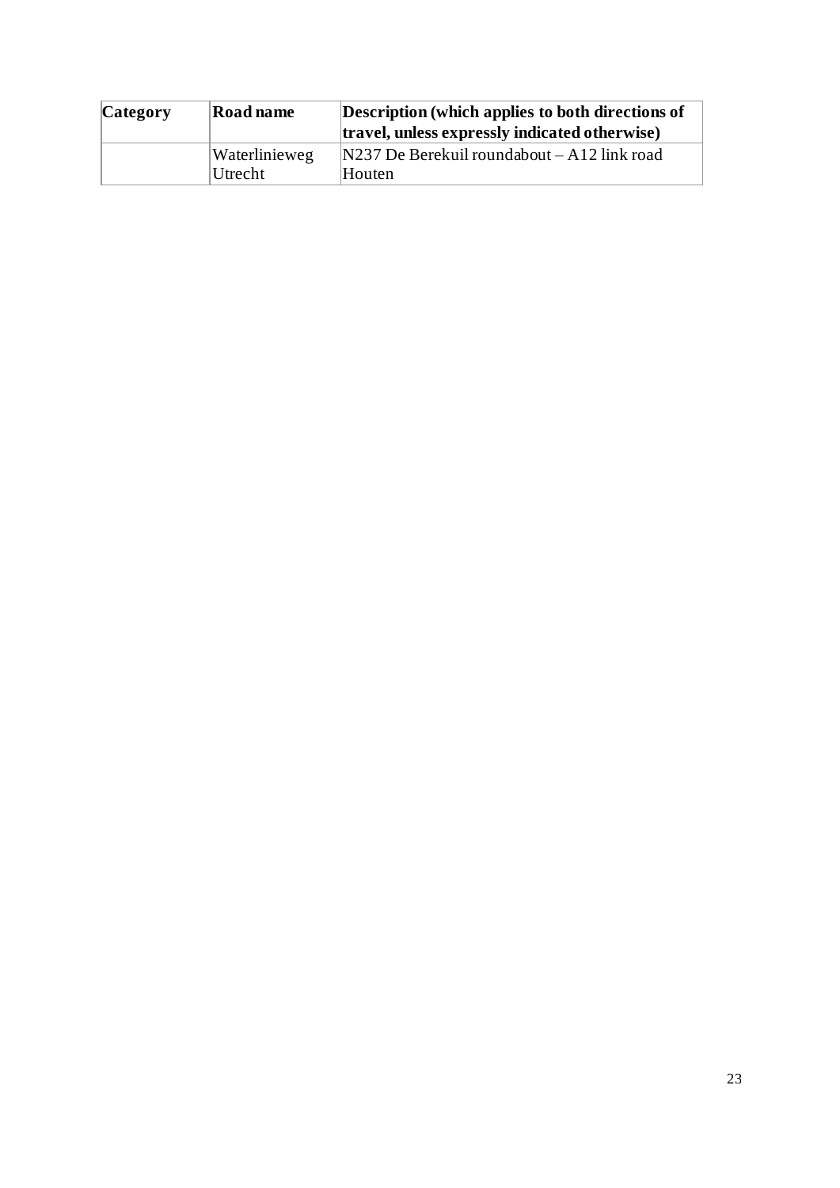| Category | Road name | Description (which applies to both directions of travel, unless expressly indicated otherwise) |
|---|---|---|
| | Waterlinieweg Utrecht | N237 De Berekuil roundabout – A12 link road Houten |